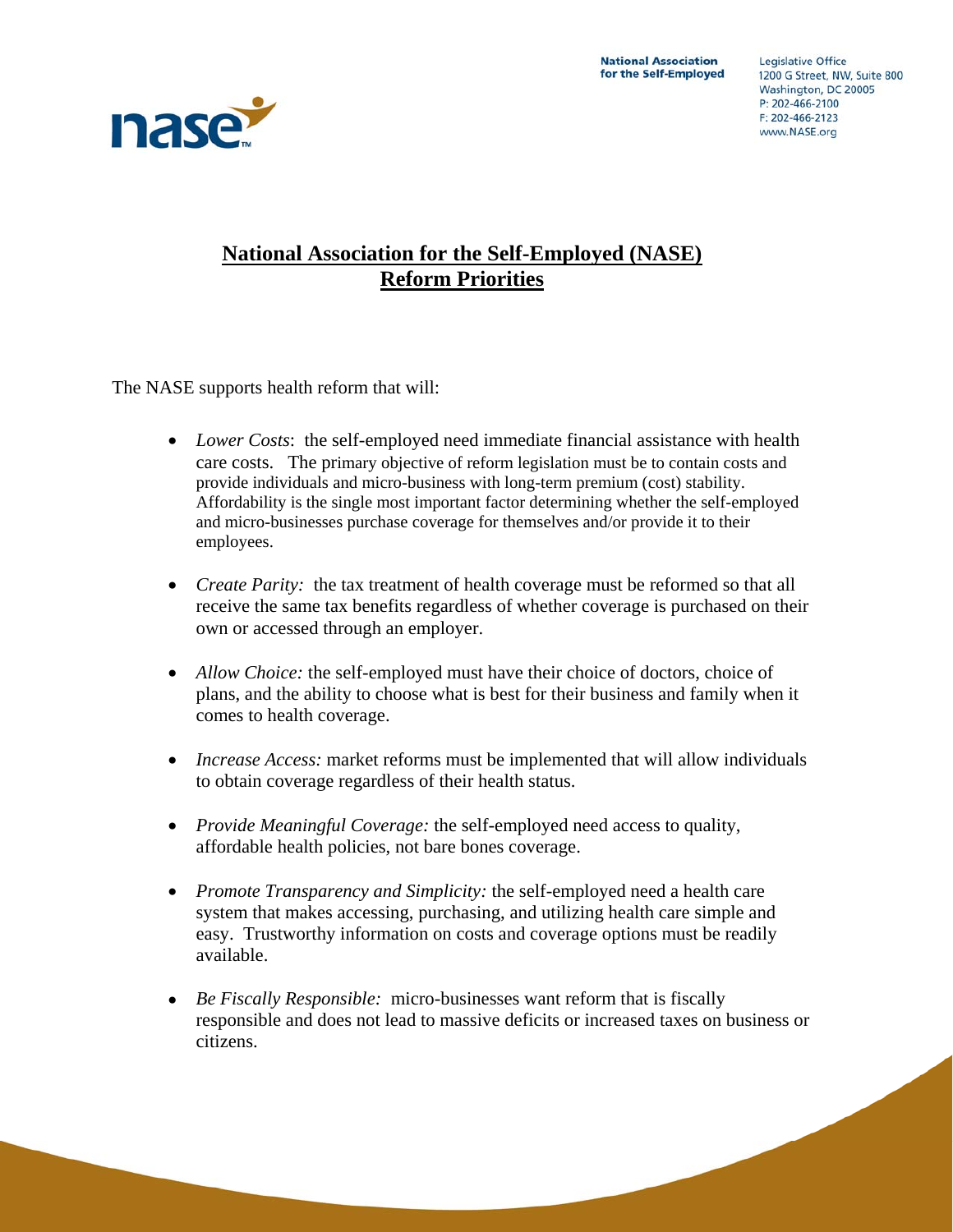National Association for the Self-Employed
Legislative Office
1200 G Street, NW, Suite 800
Washington, DC 20005
P: 202-466-2100
F: 202-466-2123
www.NASE.org

# National Association for the Self-Employed (NASE) Reform Priorities

The NASE supports health reform that will:

- *Lower Costs*: the self-employed need immediate financial assistance with health care costs. The primary objective of reform legislation must be to contain costs and provide individuals and micro-business with long-term premium (cost) stability. Affordability is the single most important factor determining whether the self-employed and micro-businesses purchase coverage for themselves and/or provide it to their employees.

- *Create Parity:* the tax treatment of health coverage must be reformed so that all receive the same tax benefits regardless of whether coverage is purchased on their own or accessed through an employer.

- *Allow Choice:* the self-employed must have their choice of doctors, choice of plans, and the ability to choose what is best for their business and family when it comes to health coverage.

- *Increase Access:* market reforms must be implemented that will allow individuals to obtain coverage regardless of their health status.

- *Provide Meaningful Coverage:* the self-employed need access to quality, affordable health policies, not bare bones coverage.

- *Promote Transparency and Simplicity:* the self-employed need a health care system that makes accessing, purchasing, and utilizing health care simple and easy. Trustworthy information on costs and coverage options must be readily available.

- *Be Fiscally Responsible:* micro-businesses want reform that is fiscally responsible and does not lead to massive deficits or increased taxes on business or citizens.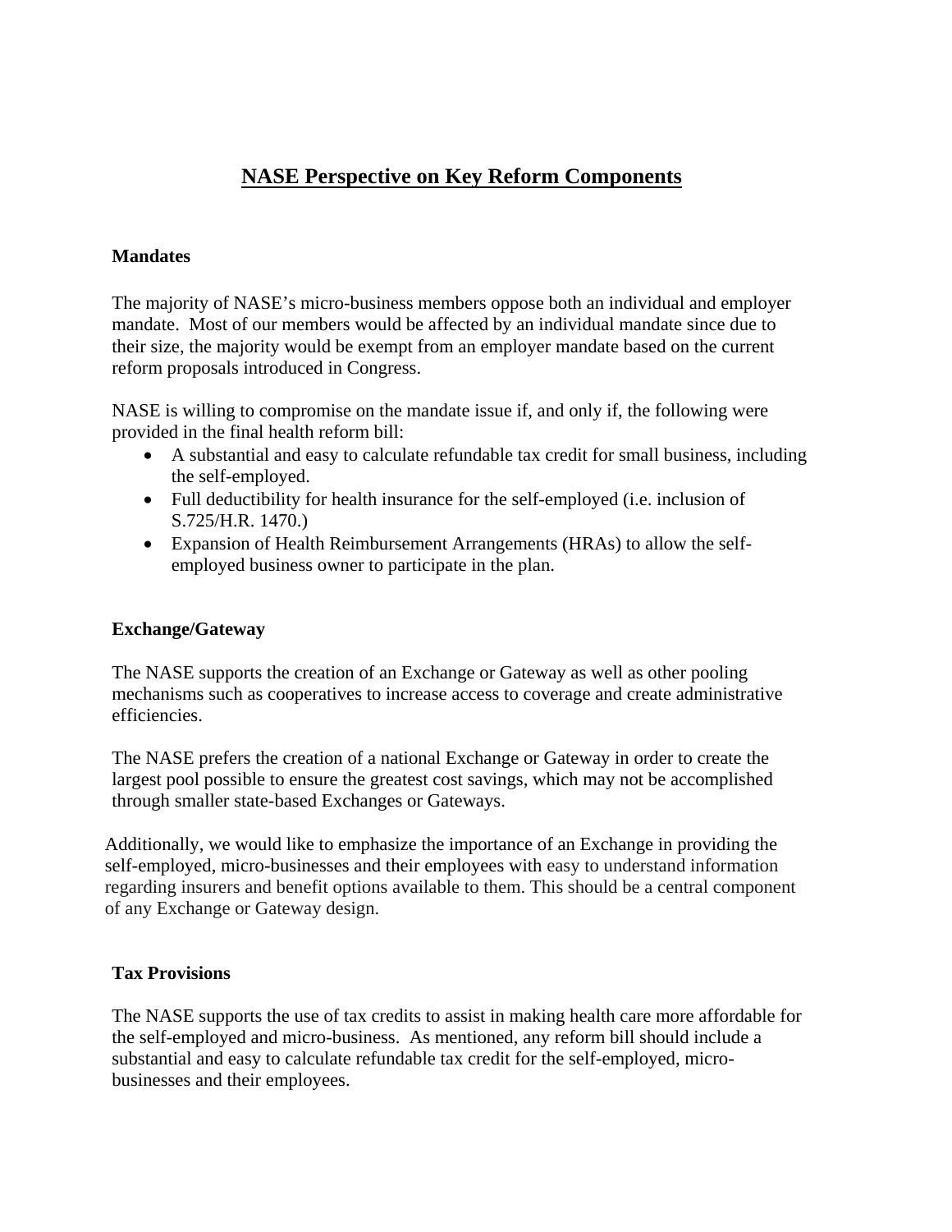# NASE Perspective on Key Reform Components

## Mandates

The majority of NASE's micro-business members oppose both an individual and employer mandate. Most of our members would be affected by an individual mandate since due to their size, the majority would be exempt from an employer mandate based on the current reform proposals introduced in Congress.

NASE is willing to compromise on the mandate issue if, and only if, the following were provided in the final health reform bill:

- A substantial and easy to calculate refundable tax credit for small business, including the self-employed.
- Full deductibility for health insurance for the self-employed (i.e. inclusion of S.725/H.R. 1470.)
- Expansion of Health Reimbursement Arrangements (HRAs) to allow the self-employed business owner to participate in the plan.

## Exchange/Gateway

The NASE supports the creation of an Exchange or Gateway as well as other pooling mechanisms such as cooperatives to increase access to coverage and create administrative efficiencies.

The NASE prefers the creation of a national Exchange or Gateway in order to create the largest pool possible to ensure the greatest cost savings, which may not be accomplished through smaller state-based Exchanges or Gateways.

Additionally, we would like to emphasize the importance of an Exchange in providing the self-employed, micro-businesses and their employees with easy to understand information regarding insurers and benefit options available to them. This should be a central component of any Exchange or Gateway design.

## Tax Provisions

The NASE supports the use of tax credits to assist in making health care more affordable for the self-employed and micro-business. As mentioned, any reform bill should include a substantial and easy to calculate refundable tax credit for the self-employed, micro-businesses and their employees.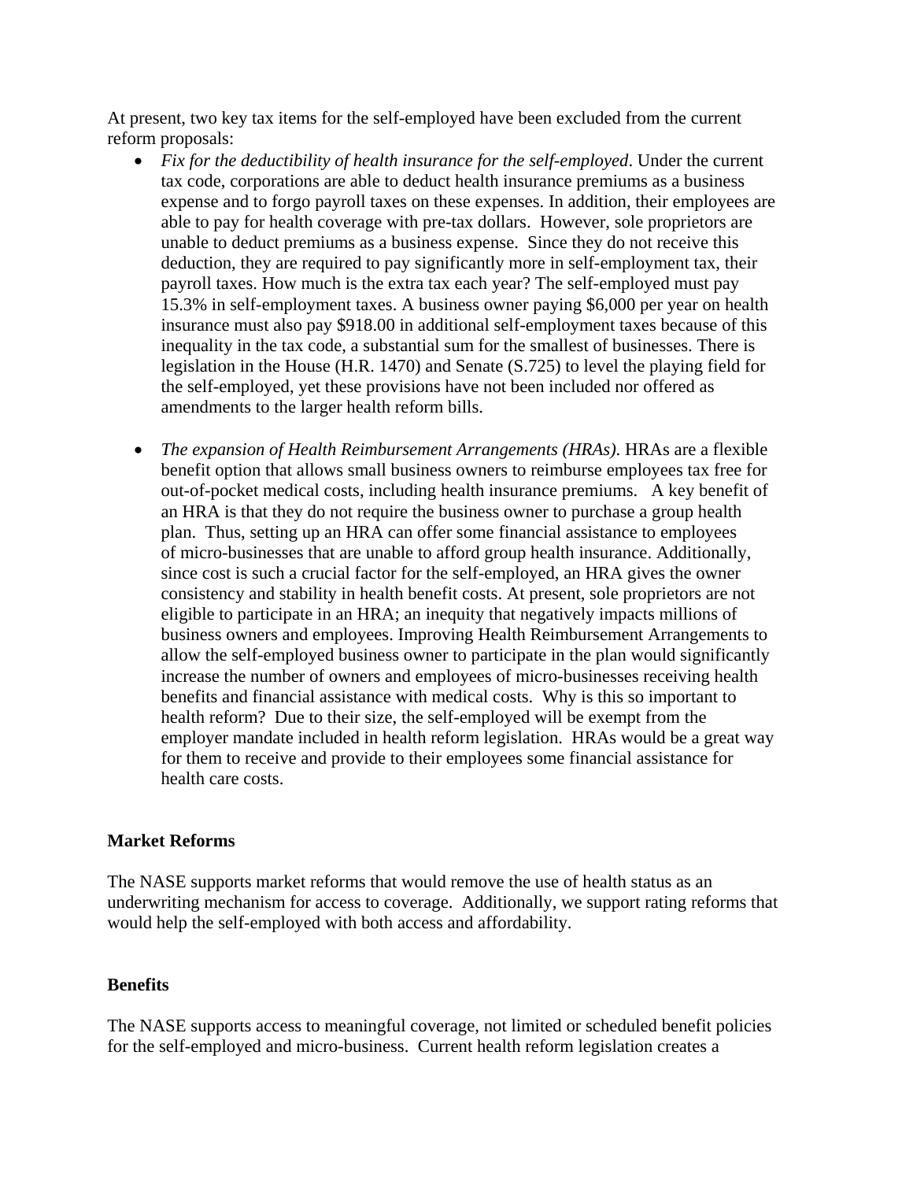At present, two key tax items for the self-employed have been excluded from the current reform proposals:

- *Fix for the deductibility of health insurance for the self-employed*. Under the current tax code, corporations are able to deduct health insurance premiums as a business expense and to forgo payroll taxes on these expenses. In addition, their employees are able to pay for health coverage with pre-tax dollars. However, sole proprietors are unable to deduct premiums as a business expense. Since they do not receive this deduction, they are required to pay significantly more in self-employment tax, their payroll taxes. How much is the extra tax each year? The self-employed must pay 15.3% in self-employment taxes. A business owner paying $6,000 per year on health insurance must also pay $918.00 in additional self-employment taxes because of this inequality in the tax code, a substantial sum for the smallest of businesses. There is legislation in the House (H.R. 1470) and Senate (S.725) to level the playing field for the self-employed, yet these provisions have not been included nor offered as amendments to the larger health reform bills.

- *The expansion of Health Reimbursement Arrangements (HRAs)*. HRAs are a flexible benefit option that allows small business owners to reimburse employees tax free for out-of-pocket medical costs, including health insurance premiums. A key benefit of an HRA is that they do not require the business owner to purchase a group health plan. Thus, setting up an HRA can offer some financial assistance to employees of micro-businesses that are unable to afford group health insurance. Additionally, since cost is such a crucial factor for the self-employed, an HRA gives the owner consistency and stability in health benefit costs. At present, sole proprietors are not eligible to participate in an HRA; an inequity that negatively impacts millions of business owners and employees. Improving Health Reimbursement Arrangements to allow the self-employed business owner to participate in the plan would significantly increase the number of owners and employees of micro-businesses receiving health benefits and financial assistance with medical costs. Why is this so important to health reform? Due to their size, the self-employed will be exempt from the employer mandate included in health reform legislation. HRAs would be a great way for them to receive and provide to their employees some financial assistance for health care costs.

**Market Reforms**

The NASE supports market reforms that would remove the use of health status as an underwriting mechanism for access to coverage. Additionally, we support rating reforms that would help the self-employed with both access and affordability.

**Benefits**

The NASE supports access to meaningful coverage, not limited or scheduled benefit policies for the self-employed and micro-business. Current health reform legislation creates a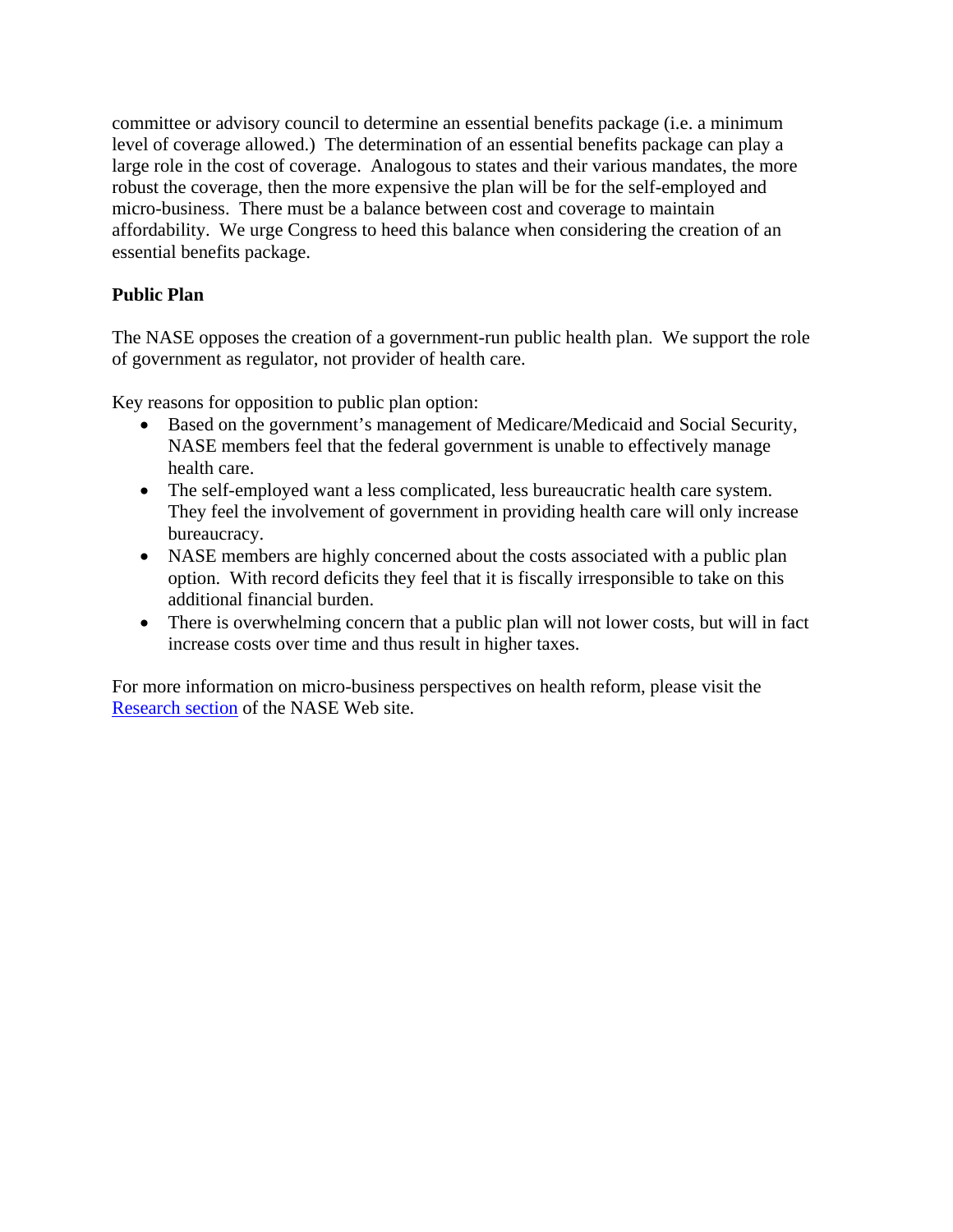committee or advisory council to determine an essential benefits package (i.e. a minimum level of coverage allowed.) The determination of an essential benefits package can play a large role in the cost of coverage. Analogous to states and their various mandates, the more robust the coverage, then the more expensive the plan will be for the self-employed and micro-business. There must be a balance between cost and coverage to maintain affordability. We urge Congress to heed this balance when considering the creation of an essential benefits package.

**Public Plan**

The NASE opposes the creation of a government-run public health plan. We support the role of government as regulator, not provider of health care.

Key reasons for opposition to public plan option:

- Based on the government's management of Medicare/Medicaid and Social Security, NASE members feel that the federal government is unable to effectively manage health care.
- The self-employed want a less complicated, less bureaucratic health care system. They feel the involvement of government in providing health care will only increase bureaucracy.
- NASE members are highly concerned about the costs associated with a public plan option. With record deficits they feel that it is fiscally irresponsible to take on this additional financial burden.
- There is overwhelming concern that a public plan will not lower costs, but will in fact increase costs over time and thus result in higher taxes.

For more information on micro-business perspectives on health reform, please visit the Research section of the NASE Web site.